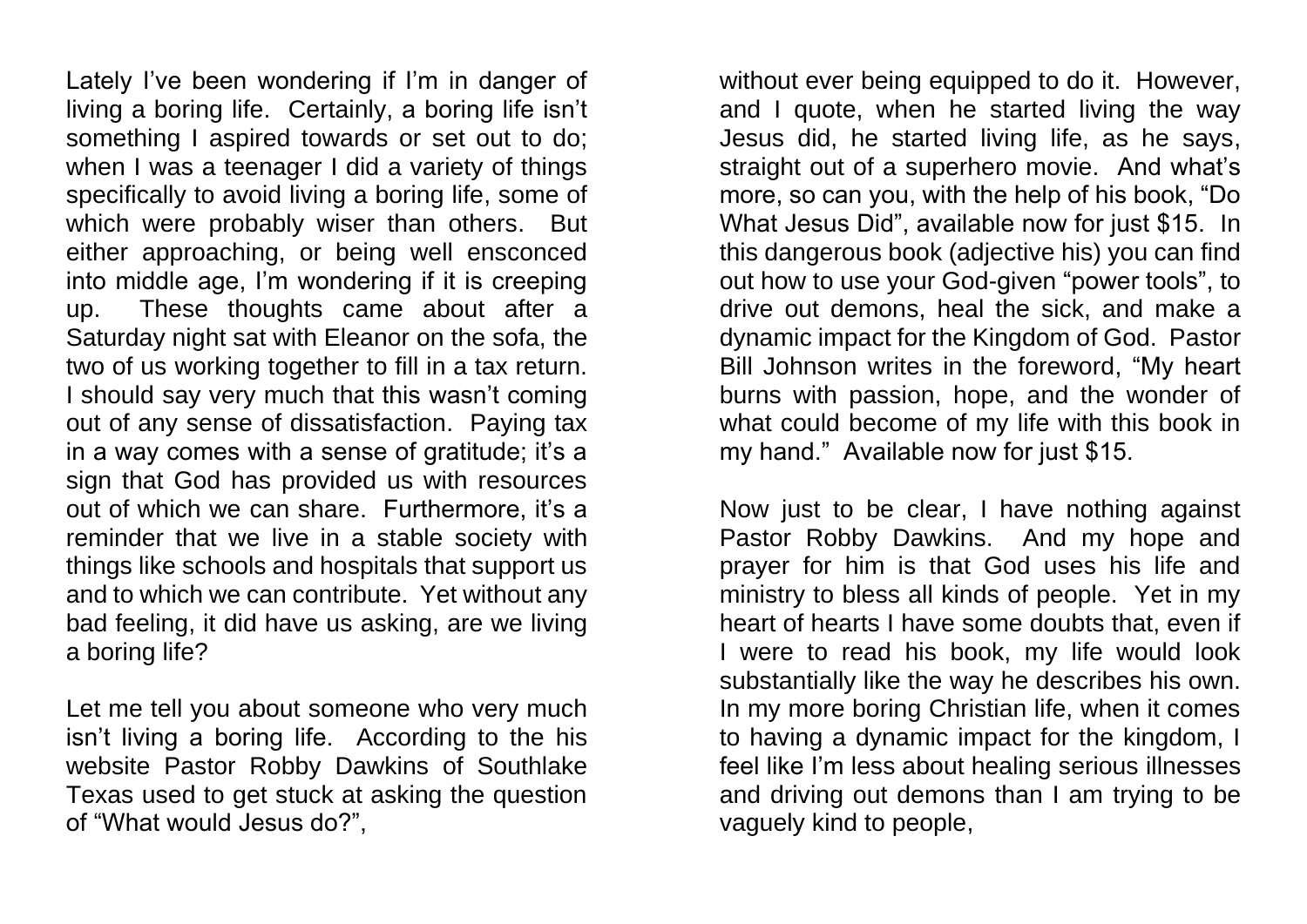Lately I've been wondering if I'm in danger of living a boring life. Certainly, a boring life isn't something I aspired towards or set out to do; when I was a teenager I did a variety of things specifically to avoid living a boring life, some of which were probably wiser than others. But either approaching, or being well ensconced into middle age, I'm wondering if it is creeping up. These thoughts came about after a Saturday night sat with Eleanor on the sofa, the two of us working together to fill in a tax return. I should say very much that this wasn't coming out of any sense of dissatisfaction. Paying tax in a way comes with a sense of gratitude; it's a sign that God has provided us with resources out of which we can share. Furthermore, it's a reminder that we live in a stable society with things like schools and hospitals that support us and to which we can contribute. Yet without any bad feeling, it did have us asking, are we living a boring life?

Let me tell you about someone who very much isn't living a boring life. According to the his website Pastor Robby Dawkins of Southlake Texas used to get stuck at asking the question of "What would Jesus do?", without ever being equipped to do it. However, and I quote, when he started living the way Jesus did, he started living life, as he says, straight out of a superhero movie. And what's more, so can you, with the help of his book, "Do What Jesus Did", available now for just $15. In this dangerous book (adjective his) you can find out how to use your God-given "power tools", to drive out demons, heal the sick, and make a dynamic impact for the Kingdom of God. Pastor Bill Johnson writes in the foreword, "My heart burns with passion, hope, and the wonder of what could become of my life with this book in my hand." Available now for just $15.

Now just to be clear, I have nothing against Pastor Robby Dawkins. And my hope and prayer for him is that God uses his life and ministry to bless all kinds of people. Yet in my heart of hearts I have some doubts that, even if I were to read his book, my life would look substantially like the way he describes his own. In my more boring Christian life, when it comes to having a dynamic impact for the kingdom, I feel like I'm less about healing serious illnesses and driving out demons than I am trying to be vaguely kind to people,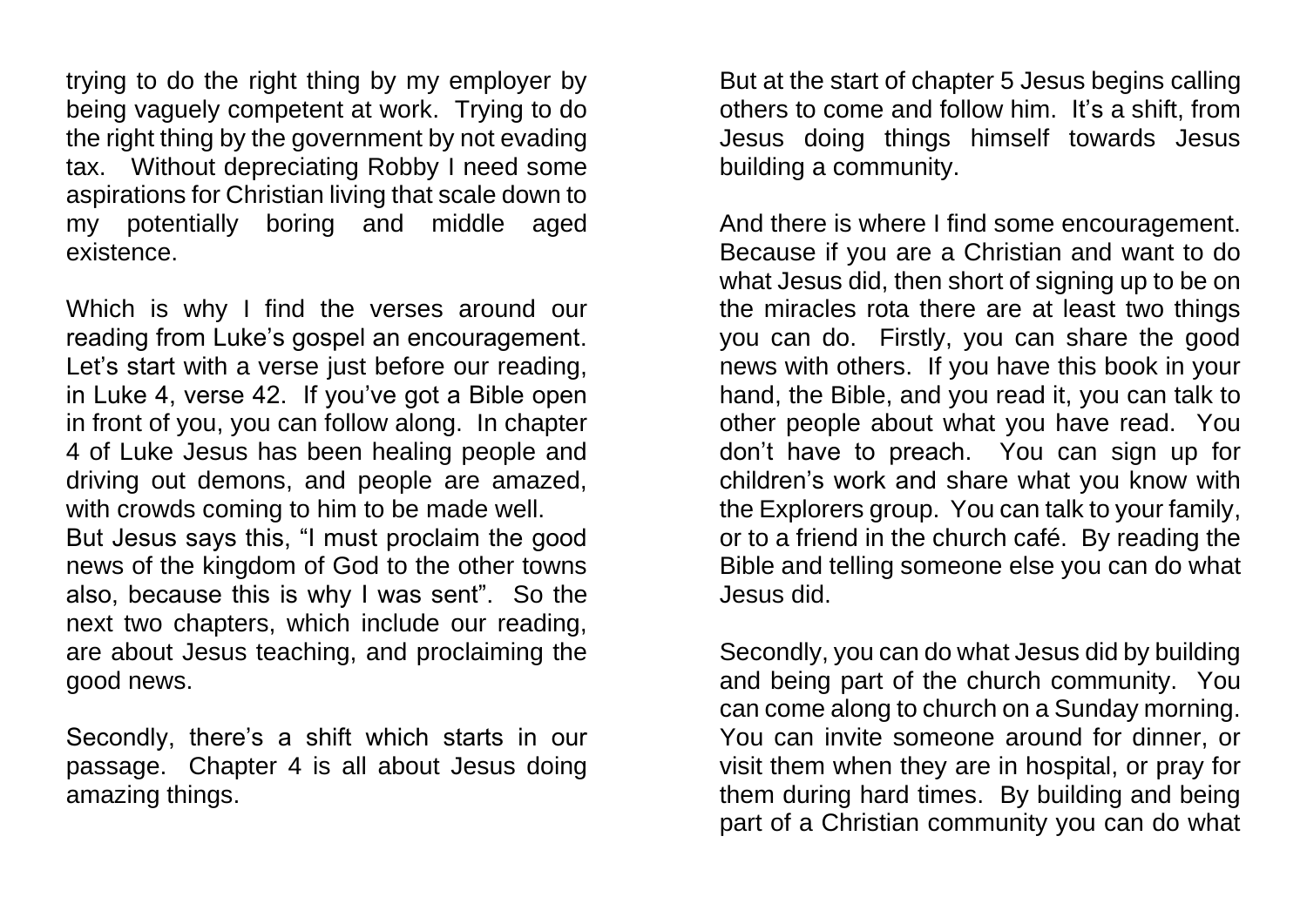trying to do the right thing by my employer by being vaguely competent at work. Trying to do the right thing by the government by not evading tax. Without depreciating Robby I need some aspirations for Christian living that scale down to my potentially boring and middle aged existence.

Which is why I find the verses around our reading from Luke's gospel an encouragement. Let's start with a verse just before our reading, in Luke 4, verse 42. If you've got a Bible open in front of you, you can follow along. In chapter 4 of Luke Jesus has been healing people and driving out demons, and people are amazed, with crowds coming to him to be made well.
But Jesus says this, "I must proclaim the good news of the kingdom of God to the other towns also, because this is why I was sent". So the next two chapters, which include our reading, are about Jesus teaching, and proclaiming the good news.

Secondly, there's a shift which starts in our passage. Chapter 4 is all about Jesus doing amazing things.

But at the start of chapter 5 Jesus begins calling others to come and follow him. It's a shift, from Jesus doing things himself towards Jesus building a community.

And there is where I find some encouragement. Because if you are a Christian and want to do what Jesus did, then short of signing up to be on the miracles rota there are at least two things you can do. Firstly, you can share the good news with others. If you have this book in your hand, the Bible, and you read it, you can talk to other people about what you have read. You don't have to preach. You can sign up for children's work and share what you know with the Explorers group. You can talk to your family, or to a friend in the church café. By reading the Bible and telling someone else you can do what Jesus did.

Secondly, you can do what Jesus did by building and being part of the church community. You can come along to church on a Sunday morning. You can invite someone around for dinner, or visit them when they are in hospital, or pray for them during hard times. By building and being part of a Christian community you can do what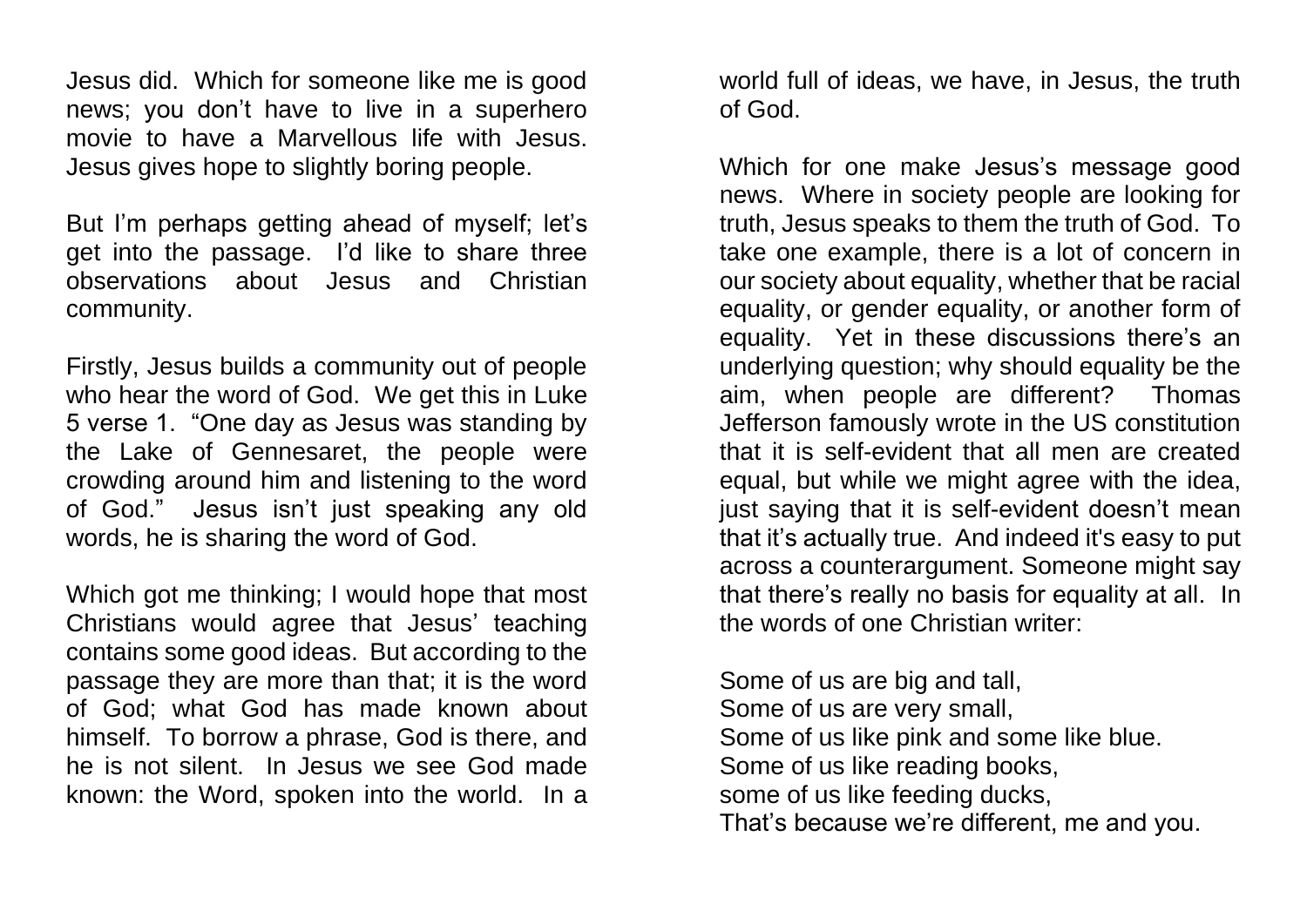Jesus did. Which for someone like me is good news; you don't have to live in a superhero movie to have a Marvellous life with Jesus. Jesus gives hope to slightly boring people.

But I'm perhaps getting ahead of myself; let's get into the passage. I'd like to share three observations about Jesus and Christian community.

Firstly, Jesus builds a community out of people who hear the word of God. We get this in Luke 5 verse 1. "One day as Jesus was standing by the Lake of Gennesaret, the people were crowding around him and listening to the word of God." Jesus isn't just speaking any old words, he is sharing the word of God.

Which got me thinking; I would hope that most Christians would agree that Jesus' teaching contains some good ideas. But according to the passage they are more than that; it is the word of God; what God has made known about himself. To borrow a phrase, God is there, and he is not silent. In Jesus we see God made known: the Word, spoken into the world. In a world full of ideas, we have, in Jesus, the truth of God.

Which for one make Jesus's message good news. Where in society people are looking for truth, Jesus speaks to them the truth of God. To take one example, there is a lot of concern in our society about equality, whether that be racial equality, or gender equality, or another form of equality. Yet in these discussions there's an underlying question; why should equality be the aim, when people are different? Thomas Jefferson famously wrote in the US constitution that it is self-evident that all men are created equal, but while we might agree with the idea, just saying that it is self-evident doesn't mean that it's actually true. And indeed it's easy to put across a counterargument. Someone might say that there's really no basis for equality at all. In the words of one Christian writer:

Some of us are big and tall,
Some of us are very small,
Some of us like pink and some like blue.
Some of us like reading books,
some of us like feeding ducks,
That's because we're different, me and you.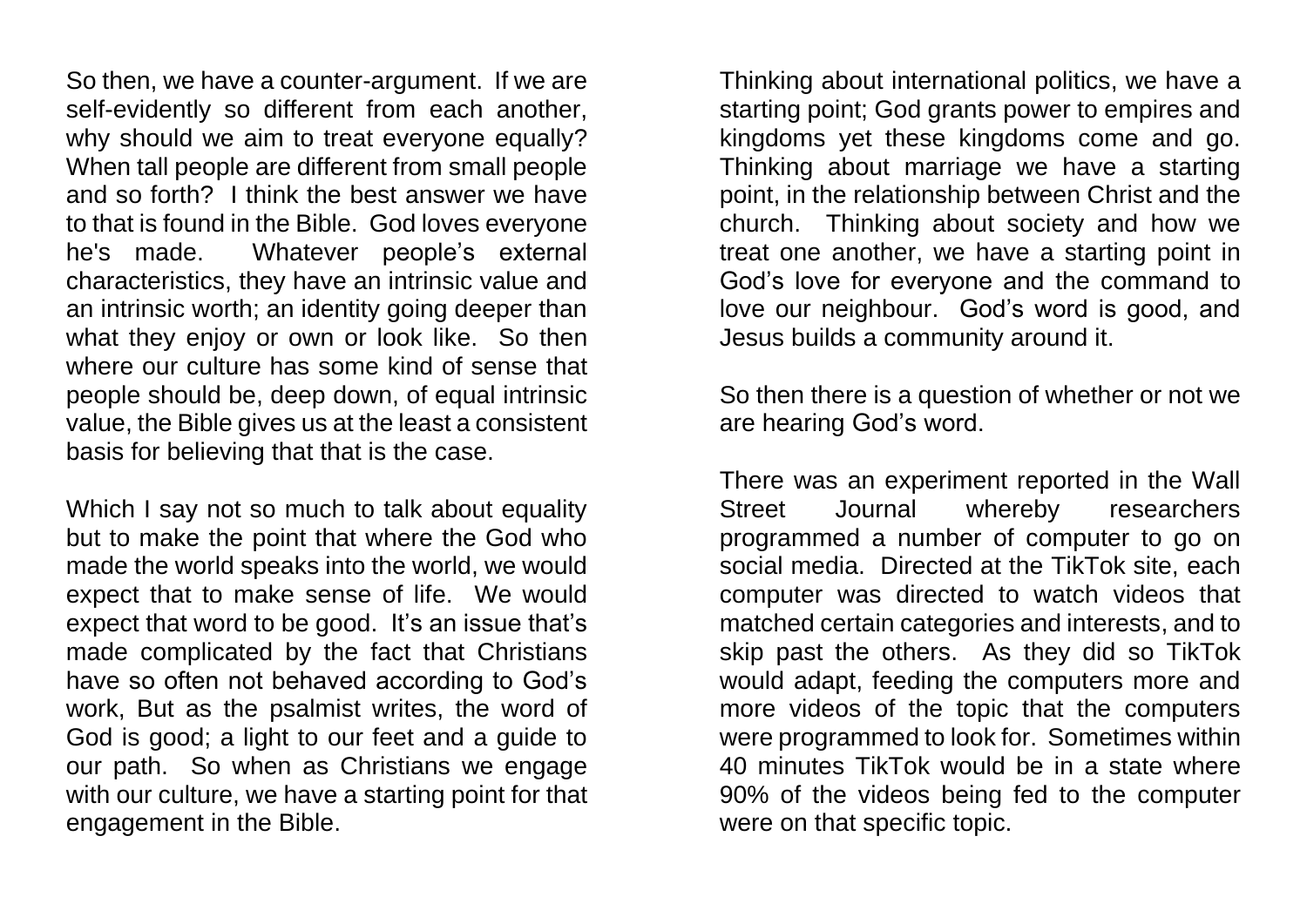So then, we have a counter-argument. If we are self-evidently so different from each another, why should we aim to treat everyone equally? When tall people are different from small people and so forth? I think the best answer we have to that is found in the Bible. God loves everyone he's made. Whatever people's external characteristics, they have an intrinsic value and an intrinsic worth; an identity going deeper than what they enjoy or own or look like. So then where our culture has some kind of sense that people should be, deep down, of equal intrinsic value, the Bible gives us at the least a consistent basis for believing that that is the case.

Which I say not so much to talk about equality but to make the point that where the God who made the world speaks into the world, we would expect that to make sense of life. We would expect that word to be good. It's an issue that's made complicated by the fact that Christians have so often not behaved according to God's work, But as the psalmist writes, the word of God is good; a light to our feet and a guide to our path. So when as Christians we engage with our culture, we have a starting point for that engagement in the Bible.

Thinking about international politics, we have a starting point; God grants power to empires and kingdoms yet these kingdoms come and go. Thinking about marriage we have a starting point, in the relationship between Christ and the church. Thinking about society and how we treat one another, we have a starting point in God's love for everyone and the command to love our neighbour. God's word is good, and Jesus builds a community around it.

So then there is a question of whether or not we are hearing God's word.

There was an experiment reported in the Wall Street Journal whereby researchers programmed a number of computer to go on social media. Directed at the TikTok site, each computer was directed to watch videos that matched certain categories and interests, and to skip past the others. As they did so TikTok would adapt, feeding the computers more and more videos of the topic that the computers were programmed to look for. Sometimes within 40 minutes TikTok would be in a state where 90% of the videos being fed to the computer were on that specific topic.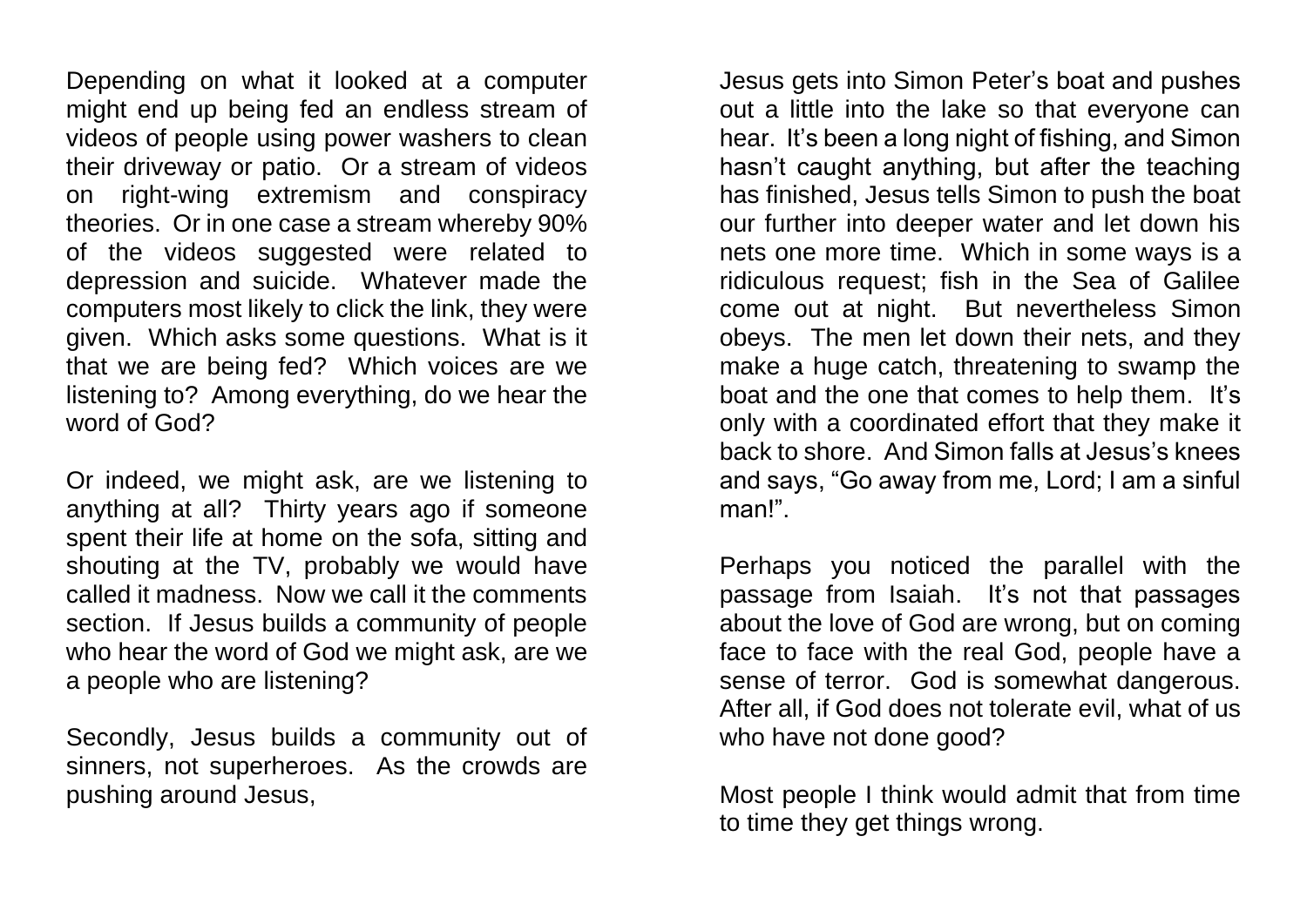Depending on what it looked at a computer might end up being fed an endless stream of videos of people using power washers to clean their driveway or patio. Or a stream of videos on right-wing extremism and conspiracy theories. Or in one case a stream whereby 90% of the videos suggested were related to depression and suicide. Whatever made the computers most likely to click the link, they were given. Which asks some questions. What is it that we are being fed? Which voices are we listening to? Among everything, do we hear the word of God?

Or indeed, we might ask, are we listening to anything at all? Thirty years ago if someone spent their life at home on the sofa, sitting and shouting at the TV, probably we would have called it madness. Now we call it the comments section. If Jesus builds a community of people who hear the word of God we might ask, are we a people who are listening?

Secondly, Jesus builds a community out of sinners, not superheroes. As the crowds are pushing around Jesus, Jesus gets into Simon Peter's boat and pushes out a little into the lake so that everyone can hear. It's been a long night of fishing, and Simon hasn't caught anything, but after the teaching has finished, Jesus tells Simon to push the boat our further into deeper water and let down his nets one more time. Which in some ways is a ridiculous request; fish in the Sea of Galilee come out at night. But nevertheless Simon obeys. The men let down their nets, and they make a huge catch, threatening to swamp the boat and the one that comes to help them. It's only with a coordinated effort that they make it back to shore. And Simon falls at Jesus's knees and says, "Go away from me, Lord; I am a sinful man!".

Perhaps you noticed the parallel with the passage from Isaiah. It's not that passages about the love of God are wrong, but on coming face to face with the real God, people have a sense of terror. God is somewhat dangerous. After all, if God does not tolerate evil, what of us who have not done good?

Most people I think would admit that from time to time they get things wrong.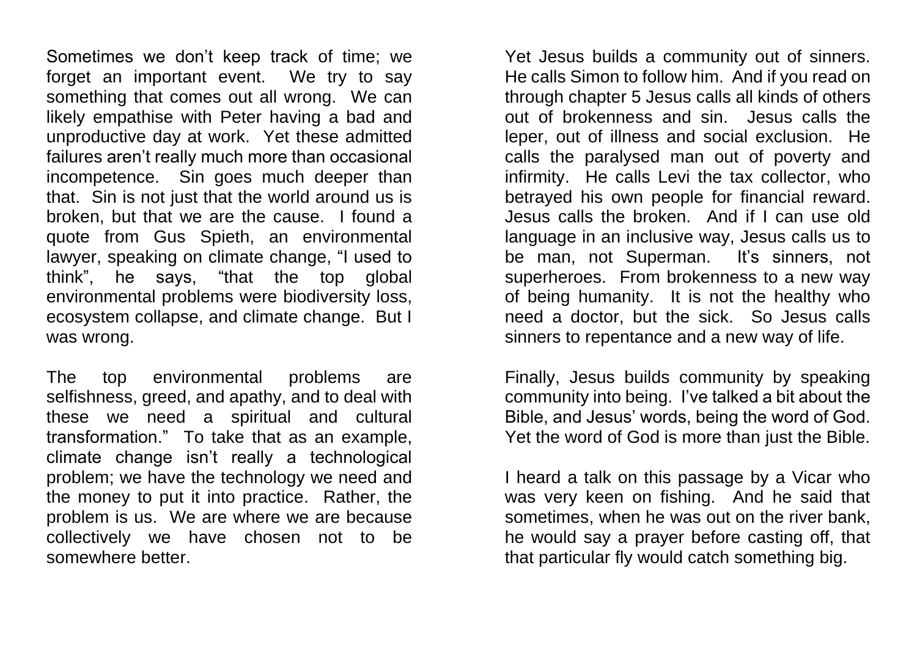Sometimes we don't keep track of time; we forget an important event. We try to say something that comes out all wrong. We can likely empathise with Peter having a bad and unproductive day at work. Yet these admitted failures aren't really much more than occasional incompetence. Sin goes much deeper than that. Sin is not just that the world around us is broken, but that we are the cause. I found a quote from Gus Spieth, an environmental lawyer, speaking on climate change, "I used to think", he says, "that the top global environmental problems were biodiversity loss, ecosystem collapse, and climate change. But I was wrong.

The top environmental problems are selfishness, greed, and apathy, and to deal with these we need a spiritual and cultural transformation." To take that as an example, climate change isn't really a technological problem; we have the technology we need and the money to put it into practice. Rather, the problem is us. We are where we are because collectively we have chosen not to be somewhere better.

Yet Jesus builds a community out of sinners. He calls Simon to follow him. And if you read on through chapter 5 Jesus calls all kinds of others out of brokenness and sin. Jesus calls the leper, out of illness and social exclusion. He calls the paralysed man out of poverty and infirmity. He calls Levi the tax collector, who betrayed his own people for financial reward. Jesus calls the broken. And if I can use old language in an inclusive way, Jesus calls us to be man, not Superman. It's sinners, not superheroes. From brokenness to a new way of being humanity. It is not the healthy who need a doctor, but the sick. So Jesus calls sinners to repentance and a new way of life.

Finally, Jesus builds community by speaking community into being. I've talked a bit about the Bible, and Jesus' words, being the word of God. Yet the word of God is more than just the Bible.

I heard a talk on this passage by a Vicar who was very keen on fishing. And he said that sometimes, when he was out on the river bank, he would say a prayer before casting off, that that particular fly would catch something big.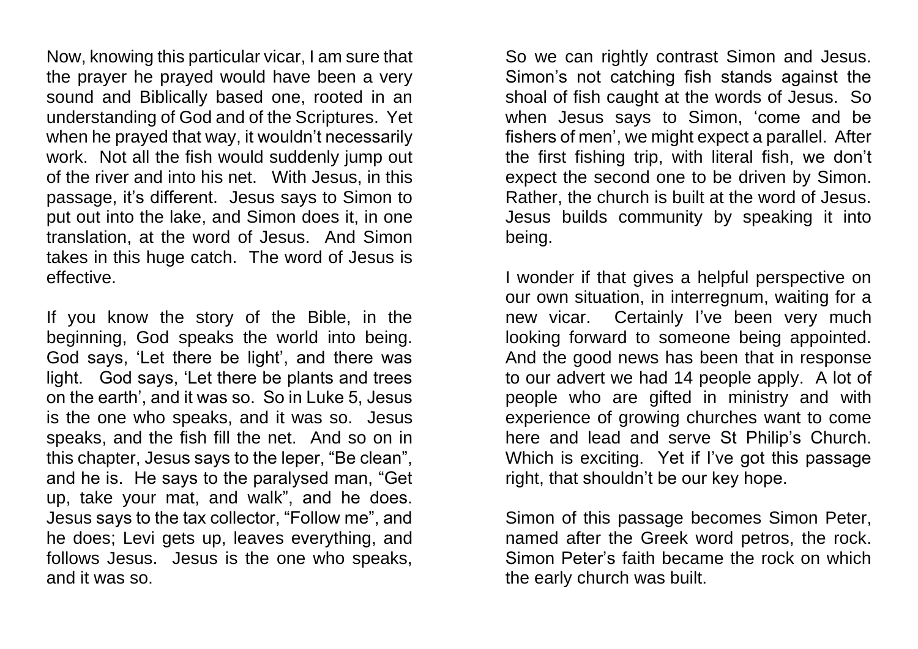Now, knowing this particular vicar, I am sure that the prayer he prayed would have been a very sound and Biblically based one, rooted in an understanding of God and of the Scriptures. Yet when he prayed that way, it wouldn't necessarily work. Not all the fish would suddenly jump out of the river and into his net. With Jesus, in this passage, it's different. Jesus says to Simon to put out into the lake, and Simon does it, in one translation, at the word of Jesus. And Simon takes in this huge catch. The word of Jesus is effective.

If you know the story of the Bible, in the beginning, God speaks the world into being. God says, 'Let there be light', and there was light. God says, 'Let there be plants and trees on the earth', and it was so. So in Luke 5, Jesus is the one who speaks, and it was so. Jesus speaks, and the fish fill the net. And so on in this chapter, Jesus says to the leper, "Be clean", and he is. He says to the paralysed man, "Get up, take your mat, and walk", and he does. Jesus says to the tax collector, "Follow me", and he does; Levi gets up, leaves everything, and follows Jesus. Jesus is the one who speaks, and it was so.

So we can rightly contrast Simon and Jesus. Simon's not catching fish stands against the shoal of fish caught at the words of Jesus. So when Jesus says to Simon, 'come and be fishers of men', we might expect a parallel. After the first fishing trip, with literal fish, we don't expect the second one to be driven by Simon. Rather, the church is built at the word of Jesus. Jesus builds community by speaking it into being.

I wonder if that gives a helpful perspective on our own situation, in interregnum, waiting for a new vicar. Certainly I've been very much looking forward to someone being appointed. And the good news has been that in response to our advert we had 14 people apply. A lot of people who are gifted in ministry and with experience of growing churches want to come here and lead and serve St Philip's Church. Which is exciting. Yet if I've got this passage right, that shouldn't be our key hope.

Simon of this passage becomes Simon Peter, named after the Greek word petros, the rock. Simon Peter's faith became the rock on which the early church was built.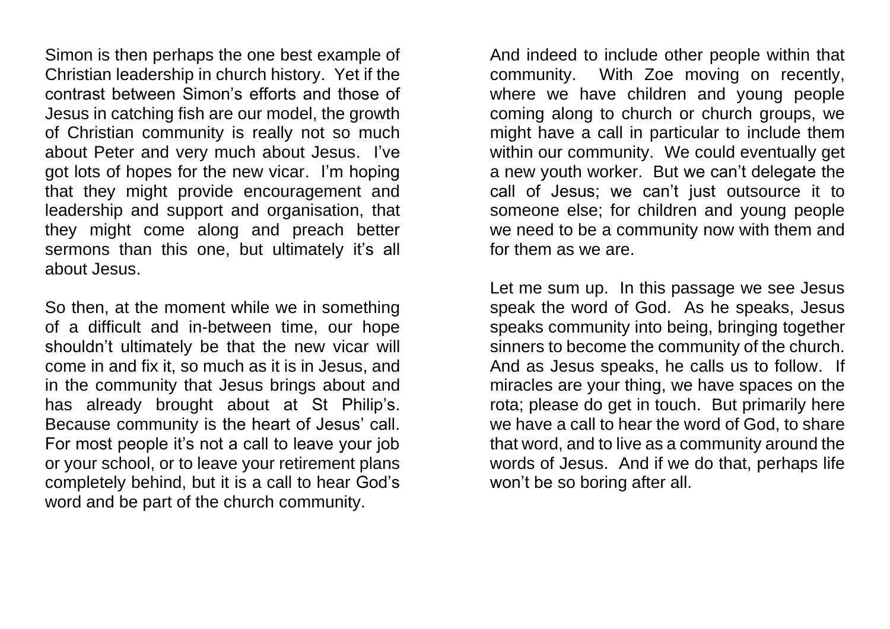Simon is then perhaps the one best example of Christian leadership in church history. Yet if the contrast between Simon's efforts and those of Jesus in catching fish are our model, the growth of Christian community is really not so much about Peter and very much about Jesus. I've got lots of hopes for the new vicar. I'm hoping that they might provide encouragement and leadership and support and organisation, that they might come along and preach better sermons than this one, but ultimately it's all about Jesus.

So then, at the moment while we in something of a difficult and in-between time, our hope shouldn't ultimately be that the new vicar will come in and fix it, so much as it is in Jesus, and in the community that Jesus brings about and has already brought about at St Philip's. Because community is the heart of Jesus' call. For most people it's not a call to leave your job or your school, or to leave your retirement plans completely behind, but it is a call to hear God's word and be part of the church community.

And indeed to include other people within that community. With Zoe moving on recently, where we have children and young people coming along to church or church groups, we might have a call in particular to include them within our community. We could eventually get a new youth worker. But we can't delegate the call of Jesus; we can't just outsource it to someone else; for children and young people we need to be a community now with them and for them as we are.

Let me sum up. In this passage we see Jesus speak the word of God. As he speaks, Jesus speaks community into being, bringing together sinners to become the community of the church. And as Jesus speaks, he calls us to follow. If miracles are your thing, we have spaces on the rota; please do get in touch. But primarily here we have a call to hear the word of God, to share that word, and to live as a community around the words of Jesus. And if we do that, perhaps life won't be so boring after all.